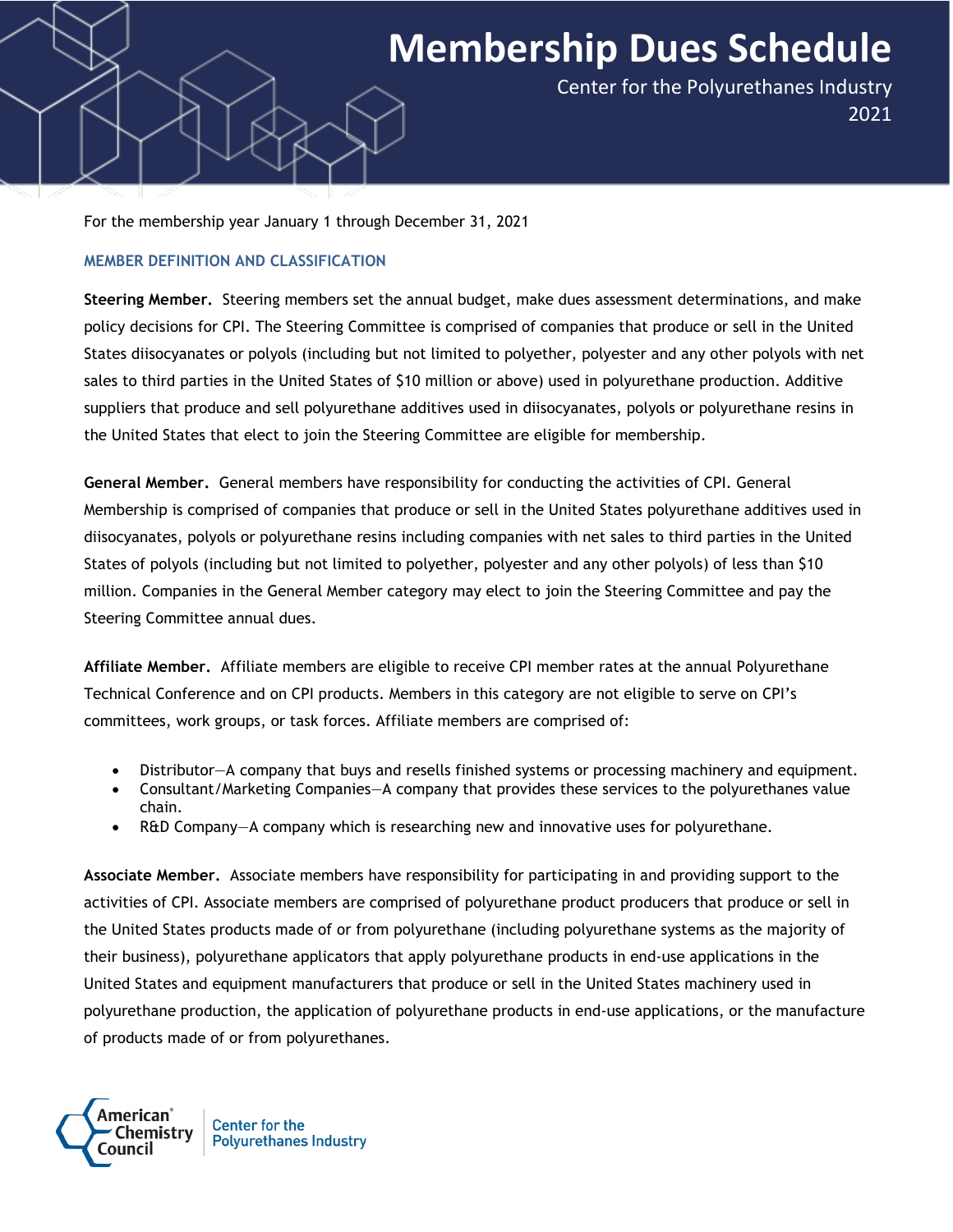# Membership Dues Schedule

Center for the Polyurethanes Industry
2021

For the membership year January 1 through December 31, 2021

### MEMBER DEFINITION AND CLASSIFICATION

**Steering Member.** Steering members set the annual budget, make dues assessment determinations, and make policy decisions for CPI. The Steering Committee is comprised of companies that produce or sell in the United States diisocyanates or polyols (including but not limited to polyether, polyester and any other polyols with net sales to third parties in the United States of $10 million or above) used in polyurethane production. Additive suppliers that produce and sell polyurethane additives used in diisocyanates, polyols or polyurethane resins in the United States that elect to join the Steering Committee are eligible for membership.

**General Member.** General members have responsibility for conducting the activities of CPI. General Membership is comprised of companies that produce or sell in the United States polyurethane additives used in diisocyanates, polyols or polyurethane resins including companies with net sales to third parties in the United States of polyols (including but not limited to polyether, polyester and any other polyols) of less than $10 million. Companies in the General Member category may elect to join the Steering Committee and pay the Steering Committee annual dues.

**Affiliate Member.** Affiliate members are eligible to receive CPI member rates at the annual Polyurethane Technical Conference and on CPI products. Members in this category are not eligible to serve on CPI's committees, work groups, or task forces. Affiliate members are comprised of:

- Distributor—A company that buys and resells finished systems or processing machinery and equipment.
- Consultant/Marketing Companies—A company that provides these services to the polyurethanes value chain.
- R&D Company—A company which is researching new and innovative uses for polyurethane.

**Associate Member.** Associate members have responsibility for participating in and providing support to the activities of CPI. Associate members are comprised of polyurethane product producers that produce or sell in the United States products made of or from polyurethane (including polyurethane systems as the majority of their business), polyurethane applicators that apply polyurethane products in end-use applications in the United States and equipment manufacturers that produce or sell in the United States machinery used in polyurethane production, the application of polyurethane products in end-use applications, or the manufacture of products made of or from polyurethanes.

American Chemistry Council | Center for the Polyurethanes Industry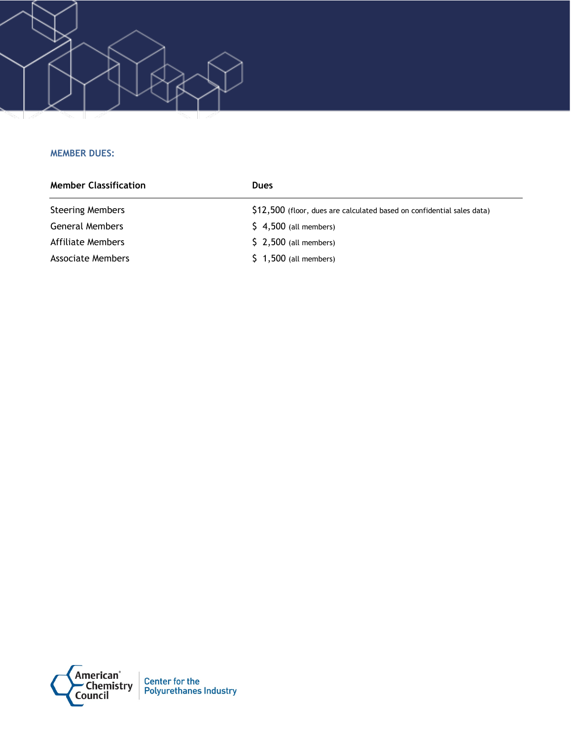## MEMBER DUES:

| Member Classification | Dues |
|---|---|
| Steering Members | $12,500 (floor, dues are calculated based on confidential sales data) |
| General Members | $ 4,500 (all members) |
| Affiliate Members | $ 2,500 (all members) |
| Associate Members | $ 1,500 (all members) |

American Chemistry Council | Center for the Polyurethanes Industry